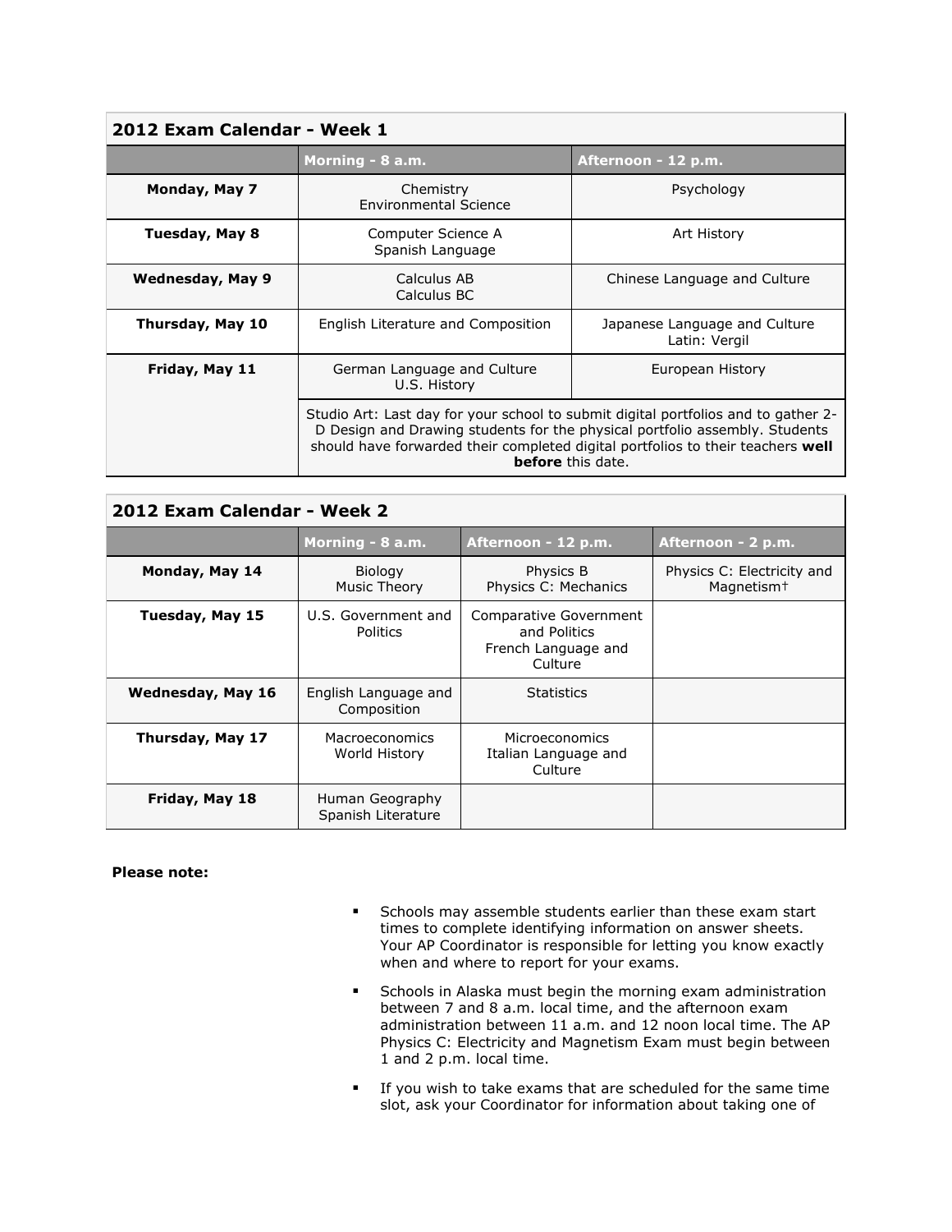## 2012 Exam Calendar - Week 1

| | Morning - 8 a.m. | Afternoon - 12 p.m. |
|---|---|---|
| **Monday, May 7** | Chemistry<br>Environmental Science | Psychology |
| **Tuesday, May 8** | Computer Science A<br>Spanish Language | Art History |
| **Wednesday, May 9** | Calculus AB<br>Calculus BC | Chinese Language and Culture |
| **Thursday, May 10** | English Literature and Composition | Japanese Language and Culture<br>Latin: Vergil |
| **Friday, May 11** | German Language and Culture<br>U.S. History | European History |
| | Studio Art: Last day for your school to submit digital portfolios and to gather 2-D Design and Drawing students for the physical portfolio assembly. Students should have forwarded their completed digital portfolios to their teachers **well before** this date. | |

## 2012 Exam Calendar - Week 2

| | Morning - 8 a.m. | Afternoon - 12 p.m. | Afternoon - 2 p.m. |
|---|---|---|---|
| **Monday, May 14** | Biology<br>Music Theory | Physics B<br>Physics C: Mechanics | Physics C: Electricity and Magnetism† |
| **Tuesday, May 15** | U.S. Government and Politics | Comparative Government and Politics<br>French Language and Culture | |
| **Wednesday, May 16** | English Language and Composition | Statistics | |
| **Thursday, May 17** | Macroeconomics<br>World History | Microeconomics<br>Italian Language and Culture | |
| **Friday, May 18** | Human Geography<br>Spanish Literature | | |

**Please note:**

- Schools may assemble students earlier than these exam start times to complete identifying information on answer sheets. Your AP Coordinator is responsible for letting you know exactly when and where to report for your exams.
- Schools in Alaska must begin the morning exam administration between 7 and 8 a.m. local time, and the afternoon exam administration between 11 a.m. and 12 noon local time. The AP Physics C: Electricity and Magnetism Exam must begin between 1 and 2 p.m. local time.
- If you wish to take exams that are scheduled for the same time slot, ask your Coordinator for information about taking one of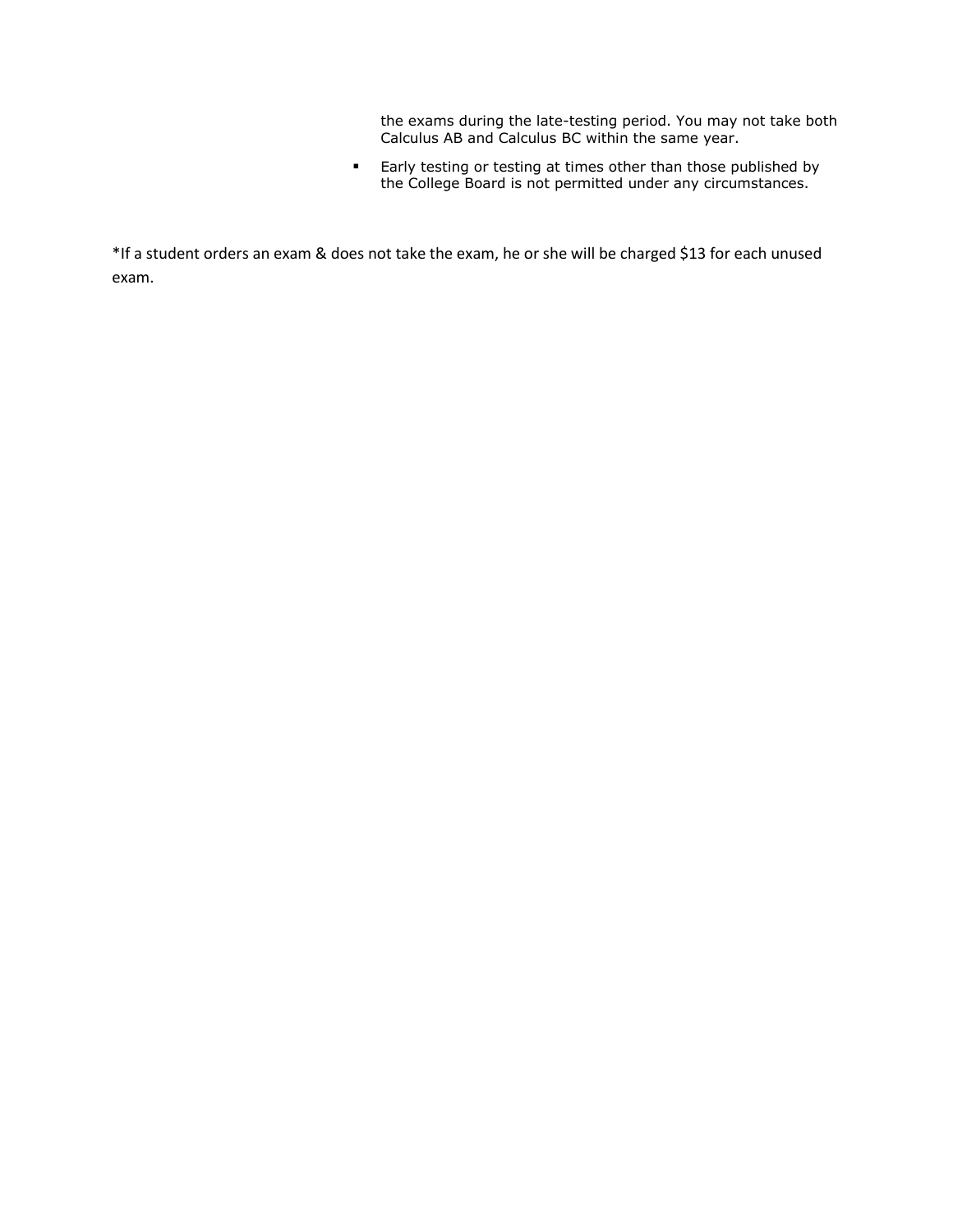the exams during the late-testing period. You may not take both Calculus AB and Calculus BC within the same year.

- Early testing or testing at times other than those published by the College Board is not permitted under any circumstances.

*If a student orders an exam & does not take the exam, he or she will be charged $13 for each unused exam.